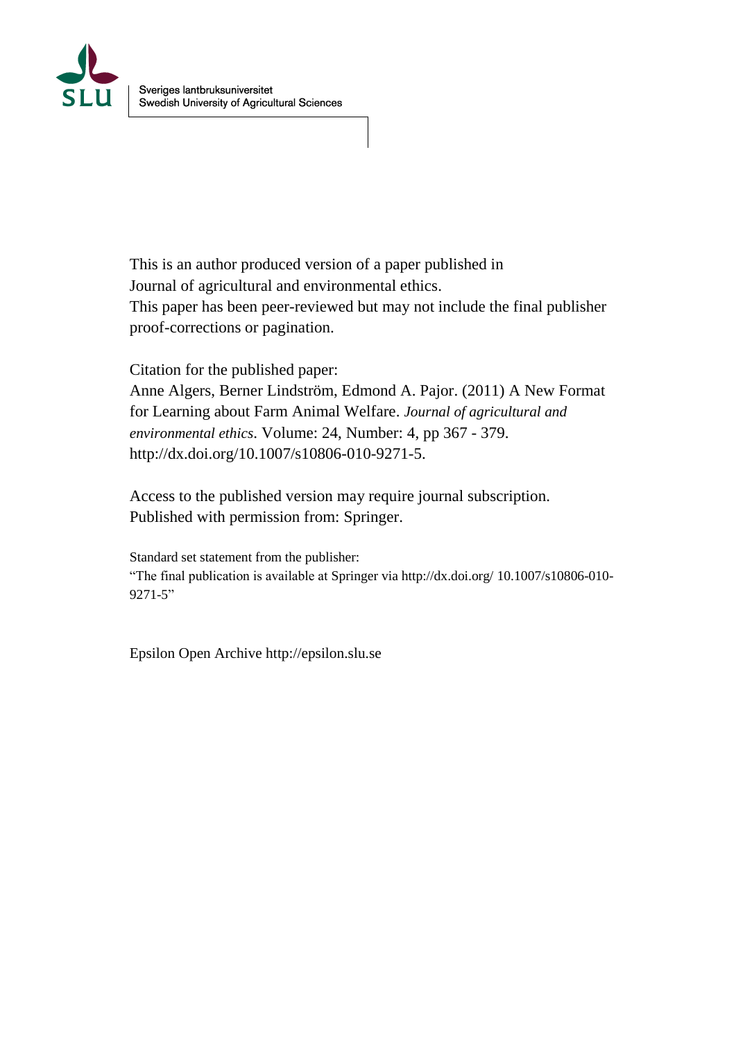Sveriges lantbruksuniversitet
Swedish University of Agricultural Sciences

This is an author produced version of a paper published in
Journal of agricultural and environmental ethics.
This paper has been peer-reviewed but may not include the final publisher proof-corrections or pagination.

Citation for the published paper:
Anne Algers, Berner Lindström, Edmond A. Pajor. (2011) A New Format for Learning about Farm Animal Welfare. *Journal of agricultural and environmental ethics*. Volume: 24, Number: 4, pp 367 - 379.
http://dx.doi.org/10.1007/s10806-010-9271-5.

Access to the published version may require journal subscription.
Published with permission from: Springer.

Standard set statement from the publisher:
"The final publication is available at Springer via http://dx.doi.org/ 10.1007/s10806-010-9271-5"

Epsilon Open Archive http://epsilon.slu.se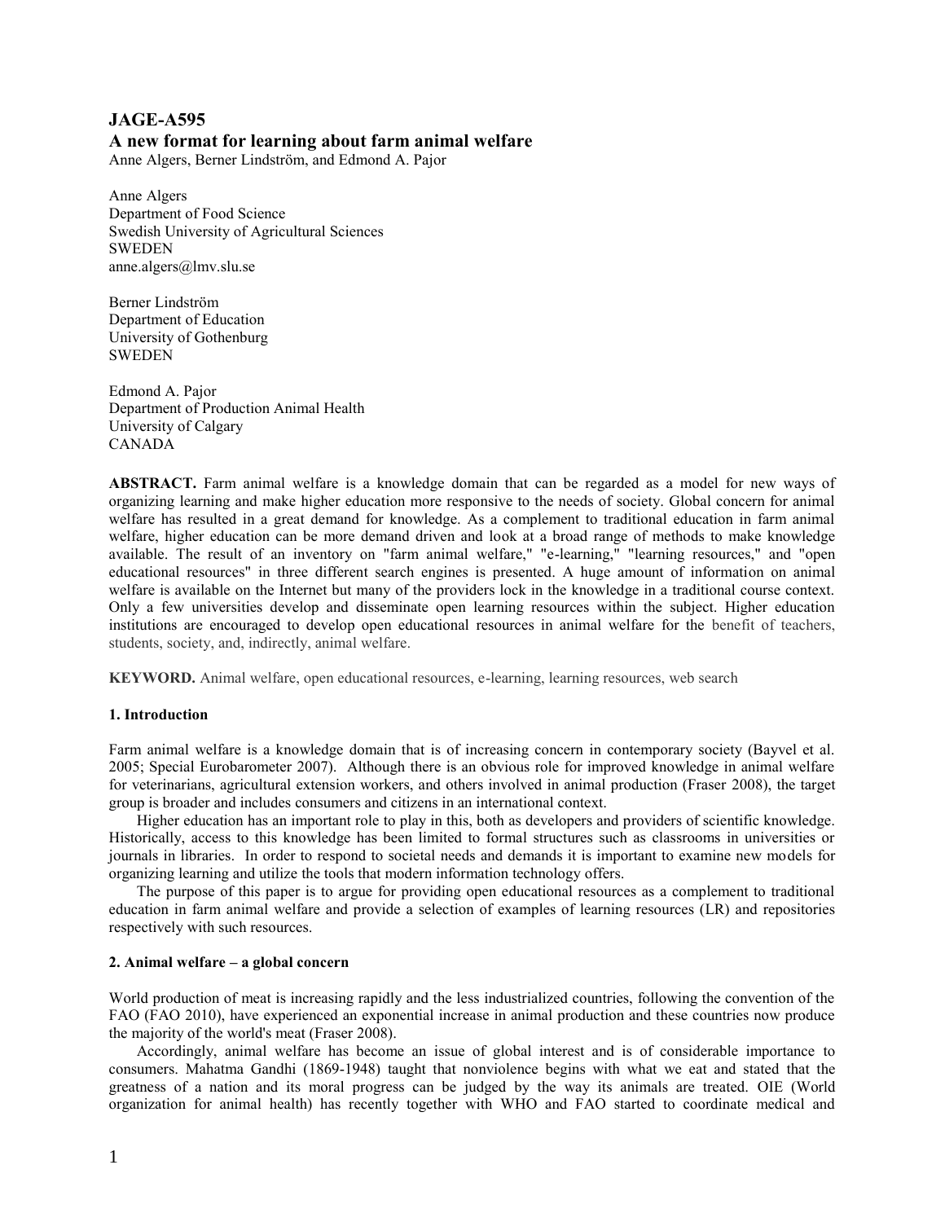## JAGE-A595

## A new format for learning about farm animal welfare

Anne Algers, Berner Lindström, and Edmond A. Pajor

Anne Algers
Department of Food Science
Swedish University of Agricultural Sciences
SWEDEN
anne.algers@lmv.slu.se

Berner Lindström
Department of Education
University of Gothenburg
SWEDEN

Edmond A. Pajor
Department of Production Animal Health
University of Calgary
CANADA

**ABSTRACT.** Farm animal welfare is a knowledge domain that can be regarded as a model for new ways of organizing learning and make higher education more responsive to the needs of society. Global concern for animal welfare has resulted in a great demand for knowledge. As a complement to traditional education in farm animal welfare, higher education can be more demand driven and look at a broad range of methods to make knowledge available. The result of an inventory on "farm animal welfare," "e-learning," "learning resources," and "open educational resources" in three different search engines is presented. A huge amount of information on animal welfare is available on the Internet but many of the providers lock in the knowledge in a traditional course context. Only a few universities develop and disseminate open learning resources within the subject. Higher education institutions are encouraged to develop open educational resources in animal welfare for the benefit of teachers, students, society, and, indirectly, animal welfare.

**KEYWORD.** Animal welfare, open educational resources, e-learning, learning resources, web search

### 1. Introduction

Farm animal welfare is a knowledge domain that is of increasing concern in contemporary society (Bayvel et al. 2005; Special Eurobarometer 2007). Although there is an obvious role for improved knowledge in animal welfare for veterinarians, agricultural extension workers, and others involved in animal production (Fraser 2008), the target group is broader and includes consumers and citizens in an international context.

Higher education has an important role to play in this, both as developers and providers of scientific knowledge. Historically, access to this knowledge has been limited to formal structures such as classrooms in universities or journals in libraries. In order to respond to societal needs and demands it is important to examine new models for organizing learning and utilize the tools that modern information technology offers.

The purpose of this paper is to argue for providing open educational resources as a complement to traditional education in farm animal welfare and provide a selection of examples of learning resources (LR) and repositories respectively with such resources.

### 2. Animal welfare – a global concern

World production of meat is increasing rapidly and the less industrialized countries, following the convention of the FAO (FAO 2010), have experienced an exponential increase in animal production and these countries now produce the majority of the world's meat (Fraser 2008).

Accordingly, animal welfare has become an issue of global interest and is of considerable importance to consumers. Mahatma Gandhi (1869-1948) taught that nonviolence begins with what we eat and stated that the greatness of a nation and its moral progress can be judged by the way its animals are treated. OIE (World organization for animal health) has recently together with WHO and FAO started to coordinate medical and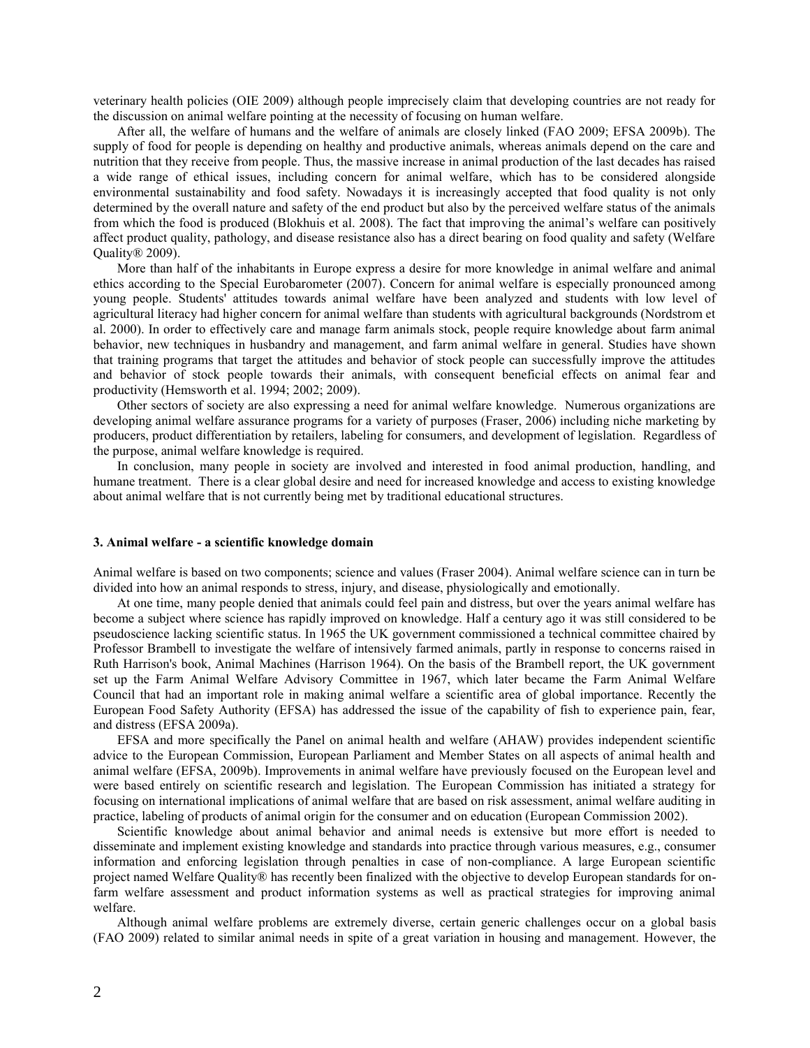veterinary health policies (OIE 2009) although people imprecisely claim that developing countries are not ready for the discussion on animal welfare pointing at the necessity of focusing on human welfare.

After all, the welfare of humans and the welfare of animals are closely linked (FAO 2009; EFSA 2009b). The supply of food for people is depending on healthy and productive animals, whereas animals depend on the care and nutrition that they receive from people. Thus, the massive increase in animal production of the last decades has raised a wide range of ethical issues, including concern for animal welfare, which has to be considered alongside environmental sustainability and food safety. Nowadays it is increasingly accepted that food quality is not only determined by the overall nature and safety of the end product but also by the perceived welfare status of the animals from which the food is produced (Blokhuis et al. 2008). The fact that improving the animal's welfare can positively affect product quality, pathology, and disease resistance also has a direct bearing on food quality and safety (Welfare Quality® 2009).

More than half of the inhabitants in Europe express a desire for more knowledge in animal welfare and animal ethics according to the Special Eurobarometer (2007). Concern for animal welfare is especially pronounced among young people. Students' attitudes towards animal welfare have been analyzed and students with low level of agricultural literacy had higher concern for animal welfare than students with agricultural backgrounds (Nordstrom et al. 2000). In order to effectively care and manage farm animals stock, people require knowledge about farm animal behavior, new techniques in husbandry and management, and farm animal welfare in general. Studies have shown that training programs that target the attitudes and behavior of stock people can successfully improve the attitudes and behavior of stock people towards their animals, with consequent beneficial effects on animal fear and productivity (Hemsworth et al. 1994; 2002; 2009).

Other sectors of society are also expressing a need for animal welfare knowledge. Numerous organizations are developing animal welfare assurance programs for a variety of purposes (Fraser, 2006) including niche marketing by producers, product differentiation by retailers, labeling for consumers, and development of legislation. Regardless of the purpose, animal welfare knowledge is required.

In conclusion, many people in society are involved and interested in food animal production, handling, and humane treatment. There is a clear global desire and need for increased knowledge and access to existing knowledge about animal welfare that is not currently being met by traditional educational structures.

### 3. Animal welfare - a scientific knowledge domain

Animal welfare is based on two components; science and values (Fraser 2004). Animal welfare science can in turn be divided into how an animal responds to stress, injury, and disease, physiologically and emotionally.

At one time, many people denied that animals could feel pain and distress, but over the years animal welfare has become a subject where science has rapidly improved on knowledge. Half a century ago it was still considered to be pseudoscience lacking scientific status. In 1965 the UK government commissioned a technical committee chaired by Professor Brambell to investigate the welfare of intensively farmed animals, partly in response to concerns raised in Ruth Harrison's book, Animal Machines (Harrison 1964). On the basis of the Brambell report, the UK government set up the Farm Animal Welfare Advisory Committee in 1967, which later became the Farm Animal Welfare Council that had an important role in making animal welfare a scientific area of global importance. Recently the European Food Safety Authority (EFSA) has addressed the issue of the capability of fish to experience pain, fear, and distress (EFSA 2009a).

EFSA and more specifically the Panel on animal health and welfare (AHAW) provides independent scientific advice to the European Commission, European Parliament and Member States on all aspects of animal health and animal welfare (EFSA, 2009b). Improvements in animal welfare have previously focused on the European level and were based entirely on scientific research and legislation. The European Commission has initiated a strategy for focusing on international implications of animal welfare that are based on risk assessment, animal welfare auditing in practice, labeling of products of animal origin for the consumer and on education (European Commission 2002).

Scientific knowledge about animal behavior and animal needs is extensive but more effort is needed to disseminate and implement existing knowledge and standards into practice through various measures, e.g., consumer information and enforcing legislation through penalties in case of non-compliance. A large European scientific project named Welfare Quality® has recently been finalized with the objective to develop European standards for on-farm welfare assessment and product information systems as well as practical strategies for improving animal welfare.

Although animal welfare problems are extremely diverse, certain generic challenges occur on a global basis (FAO 2009) related to similar animal needs in spite of a great variation in housing and management. However, the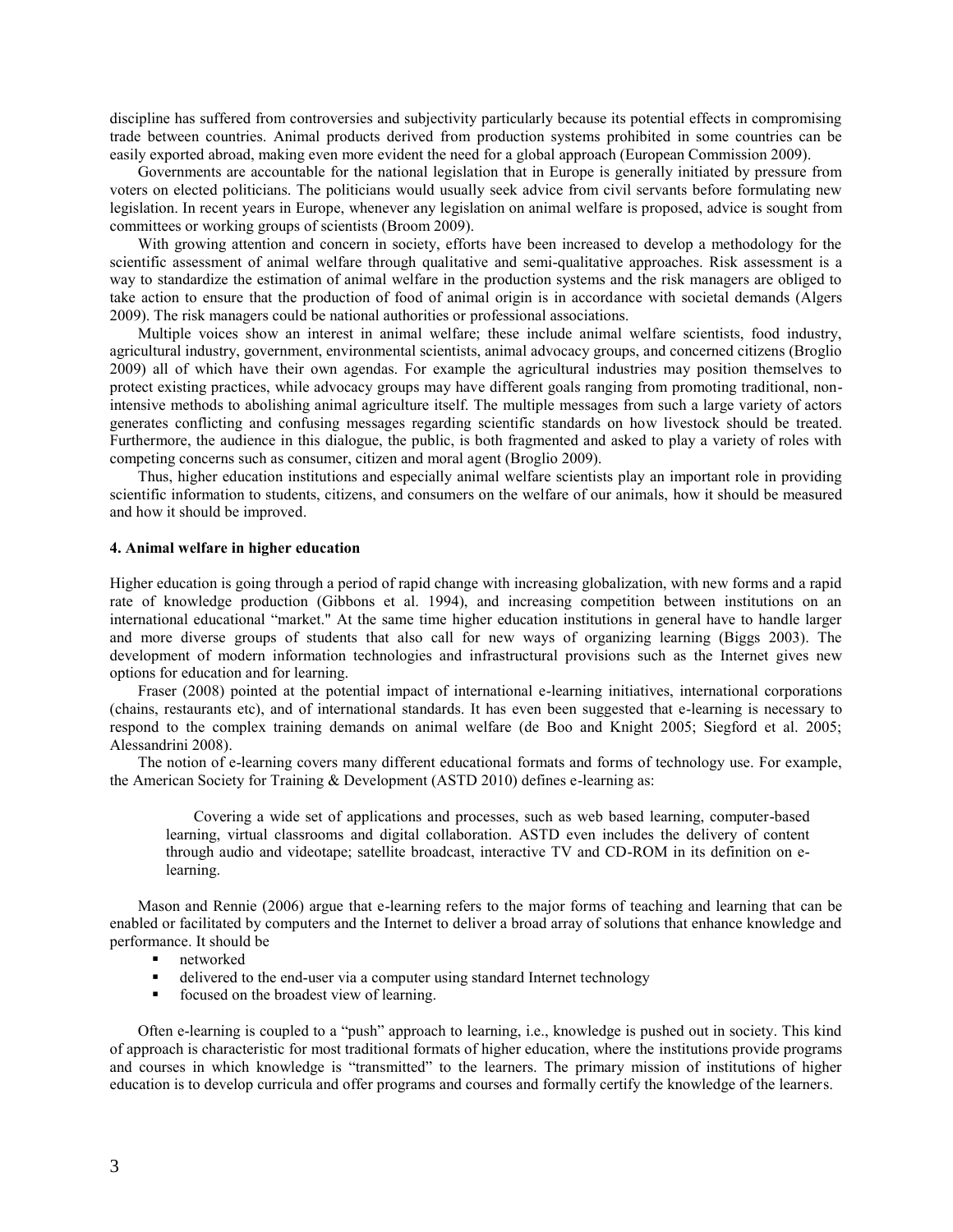discipline has suffered from controversies and subjectivity particularly because its potential effects in compromising trade between countries. Animal products derived from production systems prohibited in some countries can be easily exported abroad, making even more evident the need for a global approach (European Commission 2009).

Governments are accountable for the national legislation that in Europe is generally initiated by pressure from voters on elected politicians. The politicians would usually seek advice from civil servants before formulating new legislation. In recent years in Europe, whenever any legislation on animal welfare is proposed, advice is sought from committees or working groups of scientists (Broom 2009).

With growing attention and concern in society, efforts have been increased to develop a methodology for the scientific assessment of animal welfare through qualitative and semi-qualitative approaches. Risk assessment is a way to standardize the estimation of animal welfare in the production systems and the risk managers are obliged to take action to ensure that the production of food of animal origin is in accordance with societal demands (Algers 2009). The risk managers could be national authorities or professional associations.

Multiple voices show an interest in animal welfare; these include animal welfare scientists, food industry, agricultural industry, government, environmental scientists, animal advocacy groups, and concerned citizens (Broglio 2009) all of which have their own agendas. For example the agricultural industries may position themselves to protect existing practices, while advocacy groups may have different goals ranging from promoting traditional, non-intensive methods to abolishing animal agriculture itself. The multiple messages from such a large variety of actors generates conflicting and confusing messages regarding scientific standards on how livestock should be treated. Furthermore, the audience in this dialogue, the public, is both fragmented and asked to play a variety of roles with competing concerns such as consumer, citizen and moral agent (Broglio 2009).

Thus, higher education institutions and especially animal welfare scientists play an important role in providing scientific information to students, citizens, and consumers on the welfare of our animals, how it should be measured and how it should be improved.

## 4. Animal welfare in higher education

Higher education is going through a period of rapid change with increasing globalization, with new forms and a rapid rate of knowledge production (Gibbons et al. 1994), and increasing competition between institutions on an international educational "market." At the same time higher education institutions in general have to handle larger and more diverse groups of students that also call for new ways of organizing learning (Biggs 2003). The development of modern information technologies and infrastructural provisions such as the Internet gives new options for education and for learning.

Fraser (2008) pointed at the potential impact of international e-learning initiatives, international corporations (chains, restaurants etc), and of international standards. It has even been suggested that e-learning is necessary to respond to the complex training demands on animal welfare (de Boo and Knight 2005; Siegford et al. 2005; Alessandrini 2008).

The notion of e-learning covers many different educational formats and forms of technology use. For example, the American Society for Training & Development (ASTD 2010) defines e-learning as:

> Covering a wide set of applications and processes, such as web based learning, computer-based learning, virtual classrooms and digital collaboration. ASTD even includes the delivery of content through audio and videotape; satellite broadcast, interactive TV and CD-ROM in its definition on e-learning.

Mason and Rennie (2006) argue that e-learning refers to the major forms of teaching and learning that can be enabled or facilitated by computers and the Internet to deliver a broad array of solutions that enhance knowledge and performance. It should be

- networked
- delivered to the end-user via a computer using standard Internet technology
- focused on the broadest view of learning.

Often e-learning is coupled to a "push" approach to learning, i.e., knowledge is pushed out in society. This kind of approach is characteristic for most traditional formats of higher education, where the institutions provide programs and courses in which knowledge is "transmitted" to the learners. The primary mission of institutions of higher education is to develop curricula and offer programs and courses and formally certify the knowledge of the learners.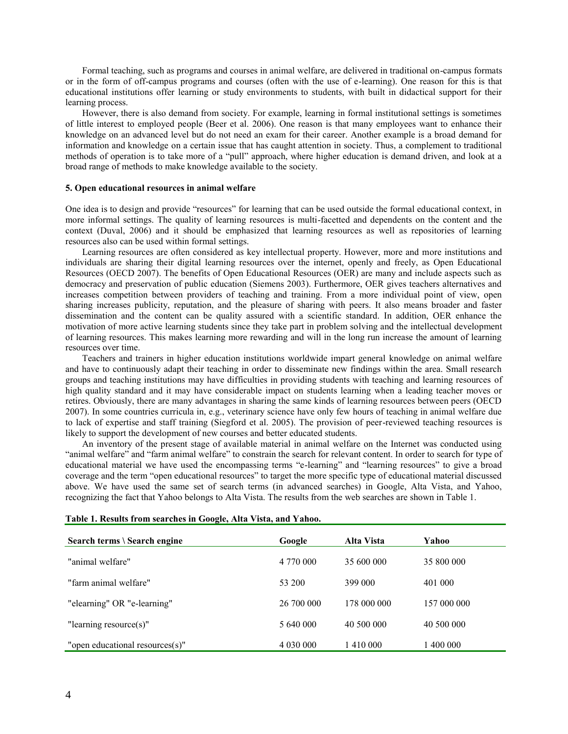Formal teaching, such as programs and courses in animal welfare, are delivered in traditional on-campus formats or in the form of off-campus programs and courses (often with the use of e-learning). One reason for this is that educational institutions offer learning or study environments to students, with built in didactical support for their learning process.

However, there is also demand from society. For example, learning in formal institutional settings is sometimes of little interest to employed people (Beer et al. 2006). One reason is that many employees want to enhance their knowledge on an advanced level but do not need an exam for their career. Another example is a broad demand for information and knowledge on a certain issue that has caught attention in society. Thus, a complement to traditional methods of operation is to take more of a "pull" approach, where higher education is demand driven, and look at a broad range of methods to make knowledge available to the society.

### 5. Open educational resources in animal welfare

One idea is to design and provide "resources" for learning that can be used outside the formal educational context, in more informal settings. The quality of learning resources is multi-facetted and dependents on the content and the context (Duval, 2006) and it should be emphasized that learning resources as well as repositories of learning resources also can be used within formal settings.

Learning resources are often considered as key intellectual property. However, more and more institutions and individuals are sharing their digital learning resources over the internet, openly and freely, as Open Educational Resources (OECD 2007). The benefits of Open Educational Resources (OER) are many and include aspects such as democracy and preservation of public education (Siemens 2003). Furthermore, OER gives teachers alternatives and increases competition between providers of teaching and training. From a more individual point of view, open sharing increases publicity, reputation, and the pleasure of sharing with peers. It also means broader and faster dissemination and the content can be quality assured with a scientific standard. In addition, OER enhance the motivation of more active learning students since they take part in problem solving and the intellectual development of learning resources. This makes learning more rewarding and will in the long run increase the amount of learning resources over time.

Teachers and trainers in higher education institutions worldwide impart general knowledge on animal welfare and have to continuously adapt their teaching in order to disseminate new findings within the area. Small research groups and teaching institutions may have difficulties in providing students with teaching and learning resources of high quality standard and it may have considerable impact on students learning when a leading teacher moves or retires. Obviously, there are many advantages in sharing the same kinds of learning resources between peers (OECD 2007). In some countries curricula in, e.g., veterinary science have only few hours of teaching in animal welfare due to lack of expertise and staff training (Siegford et al. 2005). The provision of peer-reviewed teaching resources is likely to support the development of new courses and better educated students.

An inventory of the present stage of available material in animal welfare on the Internet was conducted using "animal welfare" and "farm animal welfare" to constrain the search for relevant content. In order to search for type of educational material we have used the encompassing terms "e-learning" and "learning resources" to give a broad coverage and the term "open educational resources" to target the more specific type of educational material discussed above. We have used the same set of search terms (in advanced searches) in Google, Alta Vista, and Yahoo, recognizing the fact that Yahoo belongs to Alta Vista. The results from the web searches are shown in Table 1.

**Table 1. Results from searches in Google, Alta Vista, and Yahoo.**

| Search terms \ Search engine | Google | Alta Vista | Yahoo |
|---|---|---|---|
| "animal welfare" | 4 770 000 | 35 600 000 | 35 800 000 |
| "farm animal welfare" | 53 200 | 399 000 | 401 000 |
| "elearning" OR "e-learning" | 26 700 000 | 178 000 000 | 157 000 000 |
| "learning resource(s)" | 5 640 000 | 40 500 000 | 40 500 000 |
| "open educational resources(s)" | 4 030 000 | 1 410 000 | 1 400 000 |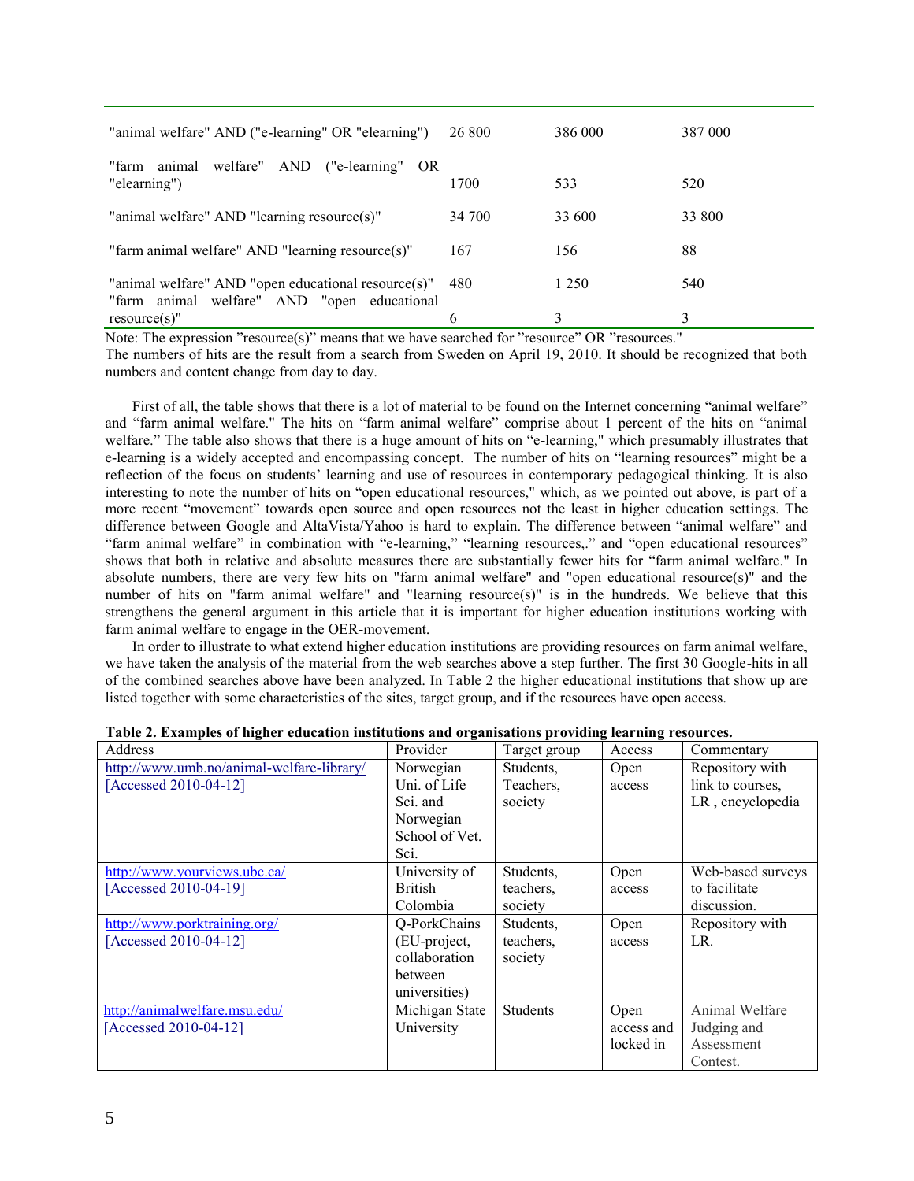| | | | |
|---|---|---|---|
| "animal welfare" AND ("e-learning" OR "elearning") | 26 800 | 386 000 | 387 000 |
| "farm animal welfare" AND ("e-learning" OR "elearning") | 1700 | 533 | 520 |
| "animal welfare" AND "learning resource(s)" | 34 700 | 33 600 | 33 800 |
| "farm animal welfare" AND "learning resource(s)" | 167 | 156 | 88 |
| "animal welfare" AND "open educational resource(s)" | 480 | 1 250 | 540 |
| "farm animal welfare" AND "open educational resource(s)" | 6 | 3 | 3 |

Note: The expression "resource(s)" means that we have searched for "resource" OR "resources."
The numbers of hits are the result from a search from Sweden on April 19, 2010. It should be recognized that both numbers and content change from day to day.

First of all, the table shows that there is a lot of material to be found on the Internet concerning "animal welfare" and "farm animal welfare." The hits on "farm animal welfare" comprise about 1 percent of the hits on "animal welfare." The table also shows that there is a huge amount of hits on "e-learning," which presumably illustrates that e-learning is a widely accepted and encompassing concept. The number of hits on "learning resources" might be a reflection of the focus on students' learning and use of resources in contemporary pedagogical thinking. It is also interesting to note the number of hits on "open educational resources," which, as we pointed out above, is part of a more recent "movement" towards open source and open resources not the least in higher education settings. The difference between Google and AltaVista/Yahoo is hard to explain. The difference between "animal welfare" and "farm animal welfare" in combination with "e-learning," "learning resources,." and "open educational resources" shows that both in relative and absolute measures there are substantially fewer hits for "farm animal welfare." In absolute numbers, there are very few hits on "farm animal welfare" and "open educational resource(s)" and the number of hits on "farm animal welfare" and "learning resource(s)" is in the hundreds. We believe that this strengthens the general argument in this article that it is important for higher education institutions working with farm animal welfare to engage in the OER-movement.

In order to illustrate to what extend higher education institutions are providing resources on farm animal welfare, we have taken the analysis of the material from the web searches above a step further. The first 30 Google-hits in all of the combined searches above have been analyzed. In Table 2 the higher educational institutions that show up are listed together with some characteristics of the sites, target group, and if the resources have open access.

**Table 2. Examples of higher education institutions and organisations providing learning resources.**

| Address | Provider | Target group | Access | Commentary |
|---|---|---|---|---|
| http://www.umb.no/animal-welfare-library/ [Accessed 2010-04-12] | Norwegian Uni. of Life Sci. and Norwegian School of Vet. Sci. | Students, Teachers, society | Open access | Repository with link to courses, LR , encyclopedia |
| http://www.yourviews.ubc.ca/ [Accessed 2010-04-19] | University of British Colombia | Students, teachers, society | Open access | Web-based surveys to facilitate discussion. |
| http://www.porktraining.org/ [Accessed 2010-04-12] | Q-PorkChains (EU-project, collaboration between universities) | Students, teachers, society | Open access | Repository with LR. |
| http://animalwelfare.msu.edu/ [Accessed 2010-04-12] | Michigan State University | Students | Open access and locked in | Animal Welfare Judging and Assessment Contest. |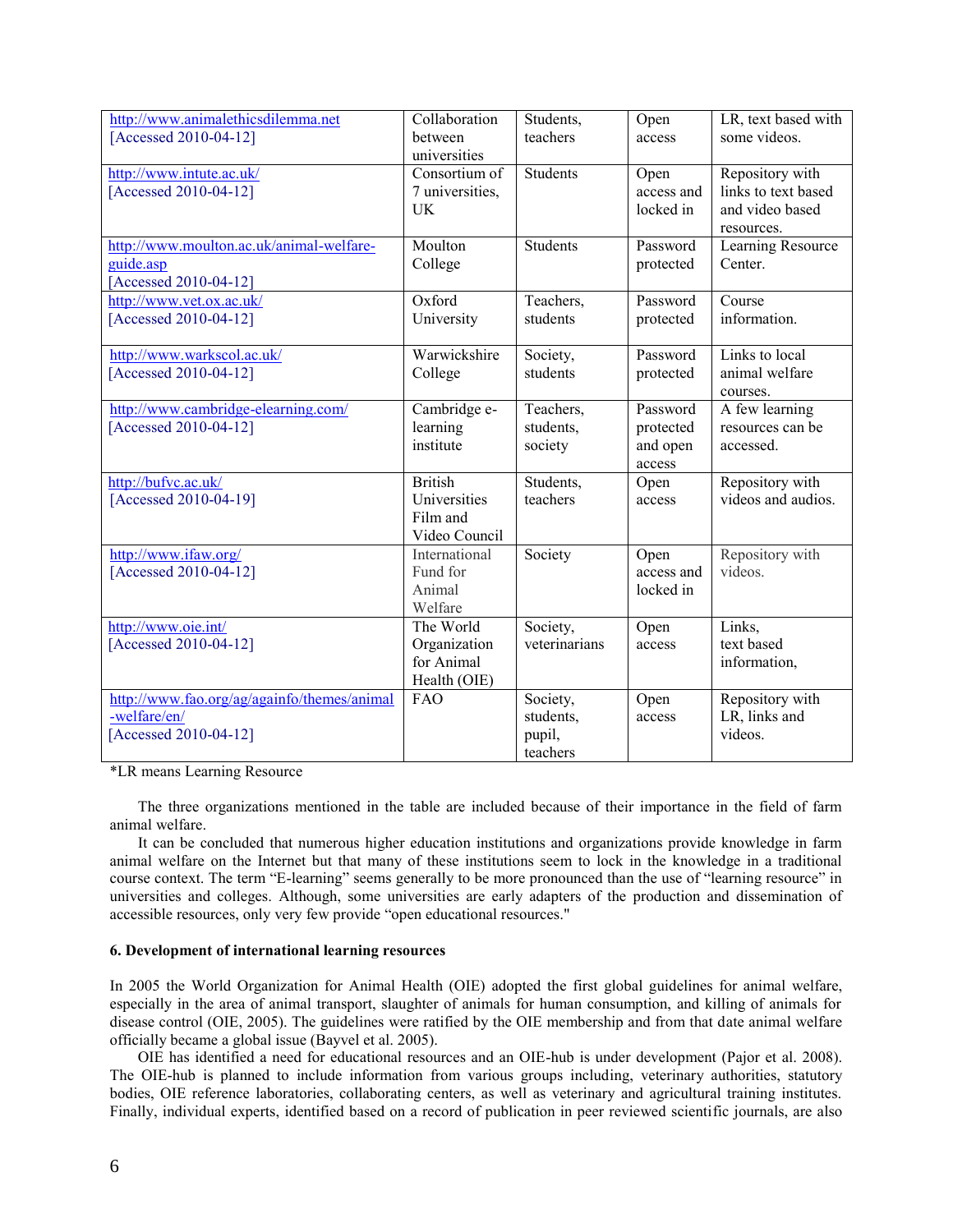| | | | | |
|---|---|---|---|---|
| http://www.animalethicsdilemma.net [Accessed 2010-04-12] | Collaboration between universities | Students, teachers | Open access | LR, text based with some videos. |
| http://www.intute.ac.uk/ [Accessed 2010-04-12] | Consortium of 7 universities, UK | Students | Open access and locked in | Repository with links to text based and video based resources. |
| http://www.moulton.ac.uk/animal-welfare-guide.asp [Accessed 2010-04-12] | Moulton College | Students | Password protected | Learning Resource Center. |
| http://www.vet.ox.ac.uk/ [Accessed 2010-04-12] | Oxford University | Teachers, students | Password protected | Course information. |
| http://www.warkscol.ac.uk/ [Accessed 2010-04-12] | Warwickshire College | Society, students | Password protected | Links to local animal welfare courses. |
| http://www.cambridge-elearning.com/ [Accessed 2010-04-12] | Cambridge e-learning institute | Teachers, students, society | Password protected and open access | A few learning resources can be accessed. |
| http://bufvc.ac.uk/ [Accessed 2010-04-19] | British Universities Film and Video Council | Students, teachers | Open access | Repository with videos and audios. |
| http://www.ifaw.org/ [Accessed 2010-04-12] | International Fund for Animal Welfare | Society | Open access and locked in | Repository with videos. |
| http://www.oie.int/ [Accessed 2010-04-12] | The World Organization for Animal Health (OIE) | Society, veterinarians | Open access | Links, text based information, |
| http://www.fao.org/ag/againfo/themes/animal-welfare/en/ [Accessed 2010-04-12] | FAO | Society, students, pupil, teachers | Open access | Repository with LR, links and videos. |

*LR means Learning Resource

The three organizations mentioned in the table are included because of their importance in the field of farm animal welfare.

It can be concluded that numerous higher education institutions and organizations provide knowledge in farm animal welfare on the Internet but that many of these institutions seem to lock in the knowledge in a traditional course context. The term "E-learning" seems generally to be more pronounced than the use of "learning resource" in universities and colleges. Although, some universities are early adapters of the production and dissemination of accessible resources, only very few provide "open educational resources."

### 6. Development of international learning resources

In 2005 the World Organization for Animal Health (OIE) adopted the first global guidelines for animal welfare, especially in the area of animal transport, slaughter of animals for human consumption, and killing of animals for disease control (OIE, 2005). The guidelines were ratified by the OIE membership and from that date animal welfare officially became a global issue (Bayvel et al. 2005).

OIE has identified a need for educational resources and an OIE-hub is under development (Pajor et al. 2008). The OIE-hub is planned to include information from various groups including, veterinary authorities, statutory bodies, OIE reference laboratories, collaborating centers, as well as veterinary and agricultural training institutes. Finally, individual experts, identified based on a record of publication in peer reviewed scientific journals, are also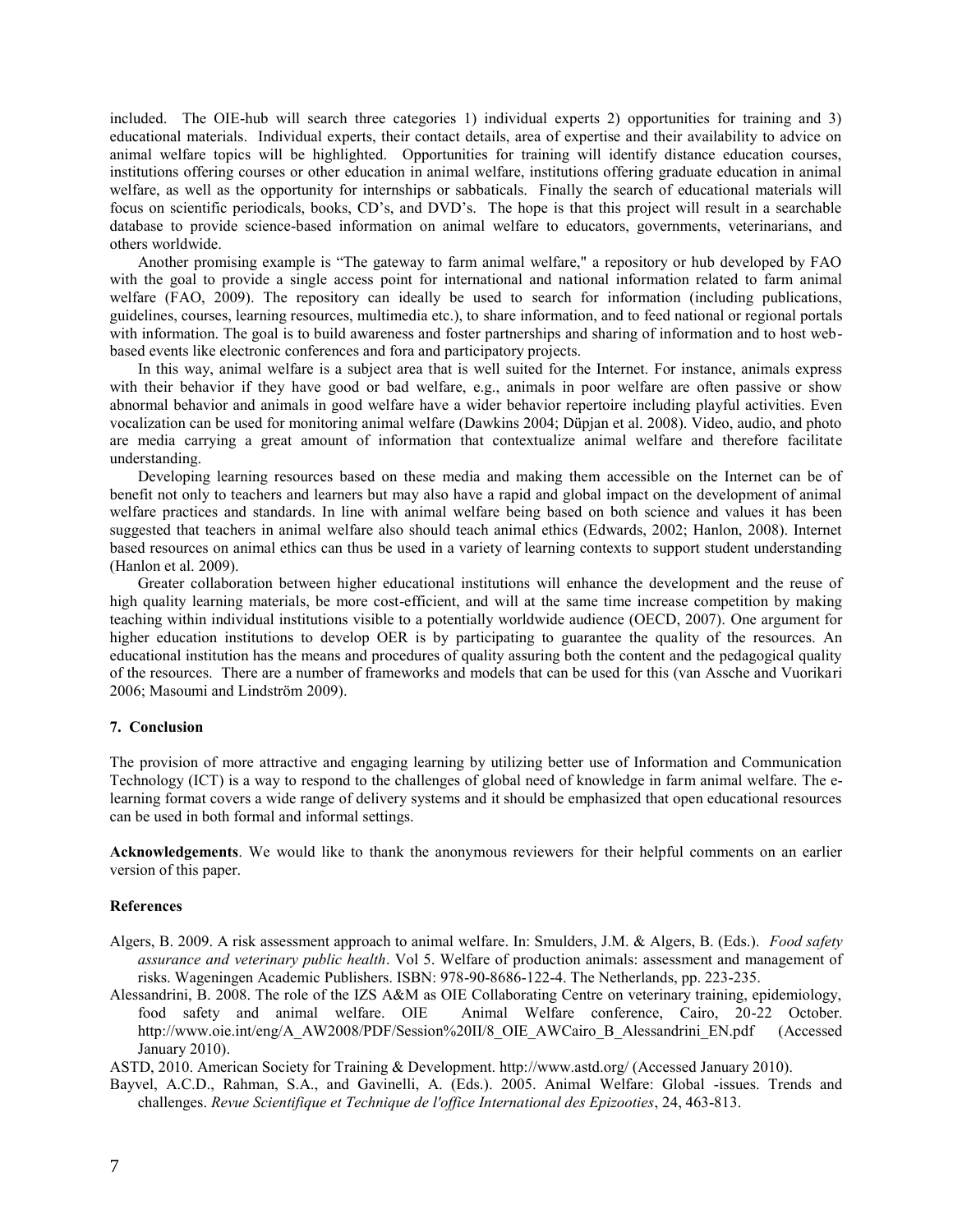included. The OIE-hub will search three categories 1) individual experts 2) opportunities for training and 3) educational materials. Individual experts, their contact details, area of expertise and their availability to advice on animal welfare topics will be highlighted. Opportunities for training will identify distance education courses, institutions offering courses or other education in animal welfare, institutions offering graduate education in animal welfare, as well as the opportunity for internships or sabbaticals. Finally the search of educational materials will focus on scientific periodicals, books, CD's, and DVD's. The hope is that this project will result in a searchable database to provide science-based information on animal welfare to educators, governments, veterinarians, and others worldwide.

Another promising example is "The gateway to farm animal welfare," a repository or hub developed by FAO with the goal to provide a single access point for international and national information related to farm animal welfare (FAO, 2009). The repository can ideally be used to search for information (including publications, guidelines, courses, learning resources, multimedia etc.), to share information, and to feed national or regional portals with information. The goal is to build awareness and foster partnerships and sharing of information and to host web-based events like electronic conferences and fora and participatory projects.

In this way, animal welfare is a subject area that is well suited for the Internet. For instance, animals express with their behavior if they have good or bad welfare, e.g., animals in poor welfare are often passive or show abnormal behavior and animals in good welfare have a wider behavior repertoire including playful activities. Even vocalization can be used for monitoring animal welfare (Dawkins 2004; Düpjan et al. 2008). Video, audio, and photo are media carrying a great amount of information that contextualize animal welfare and therefore facilitate understanding.

Developing learning resources based on these media and making them accessible on the Internet can be of benefit not only to teachers and learners but may also have a rapid and global impact on the development of animal welfare practices and standards. In line with animal welfare being based on both science and values it has been suggested that teachers in animal welfare also should teach animal ethics (Edwards, 2002; Hanlon, 2008). Internet based resources on animal ethics can thus be used in a variety of learning contexts to support student understanding (Hanlon et al. 2009).

Greater collaboration between higher educational institutions will enhance the development and the reuse of high quality learning materials, be more cost-efficient, and will at the same time increase competition by making teaching within individual institutions visible to a potentially worldwide audience (OECD, 2007). One argument for higher education institutions to develop OER is by participating to guarantee the quality of the resources. An educational institution has the means and procedures of quality assuring both the content and the pedagogical quality of the resources. There are a number of frameworks and models that can be used for this (van Assche and Vuorikari 2006; Masoumi and Lindström 2009).

## 7. Conclusion

The provision of more attractive and engaging learning by utilizing better use of Information and Communication Technology (ICT) is a way to respond to the challenges of global need of knowledge in farm animal welfare. The e-learning format covers a wide range of delivery systems and it should be emphasized that open educational resources can be used in both formal and informal settings.

**Acknowledgements**. We would like to thank the anonymous reviewers for their helpful comments on an earlier version of this paper.

## References

Algers, B. 2009. A risk assessment approach to animal welfare. In: Smulders, J.M. & Algers, B. (Eds.). *Food safety assurance and veterinary public health*. Vol 5. Welfare of production animals: assessment and management of risks. Wageningen Academic Publishers. ISBN: 978-90-8686-122-4. The Netherlands, pp. 223-235.

Alessandrini, B. 2008. The role of the IZS A&M as OIE Collaborating Centre on veterinary training, epidemiology, food safety and animal welfare. OIE Animal Welfare conference, Cairo, 20-22 October. http://www.oie.int/eng/A_AW2008/PDF/Session%20II/8_OIE_AWCairo_B_Alessandrini_EN.pdf (Accessed January 2010).

ASTD, 2010. American Society for Training & Development. http://www.astd.org/ (Accessed January 2010).

Bayvel, A.C.D., Rahman, S.A., and Gavinelli, A. (Eds.). 2005. Animal Welfare: Global -issues. Trends and challenges. *Revue Scientifique et Technique de l'office International des Epizooties*, 24, 463-813.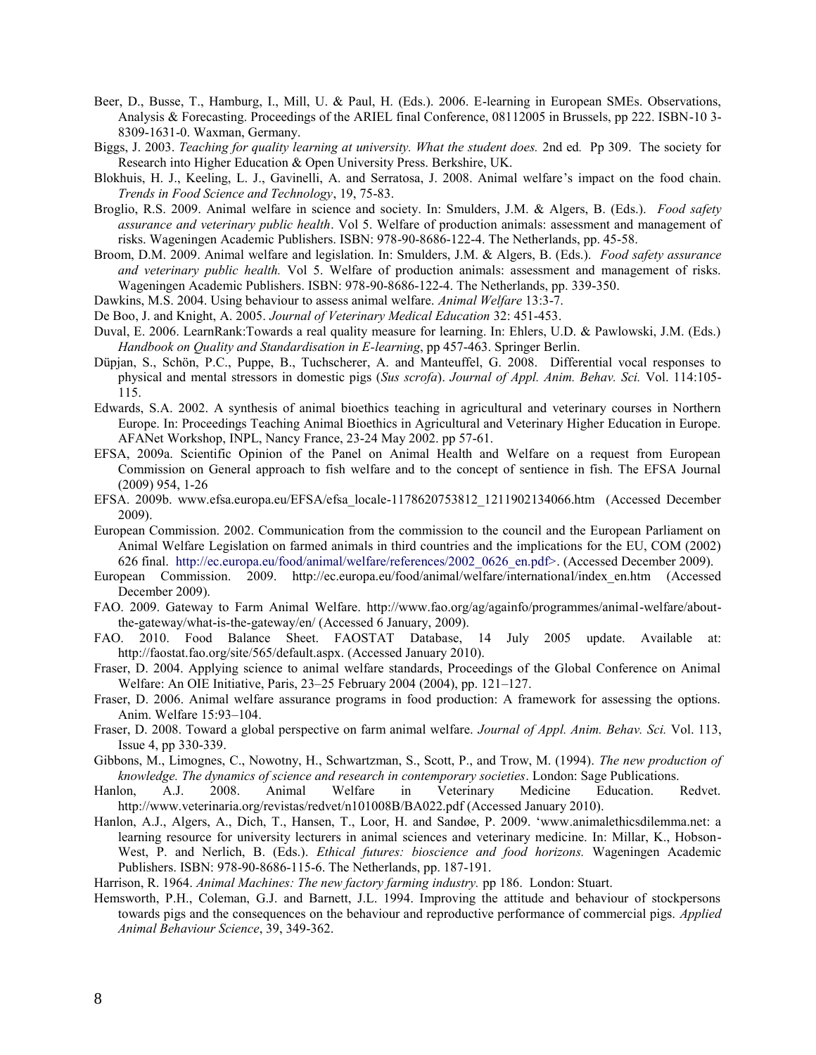Beer, D., Busse, T., Hamburg, I., Mill, U. & Paul, H. (Eds.). 2006. E-learning in European SMEs. Observations, Analysis & Forecasting. Proceedings of the ARIEL final Conference, 08112005 in Brussels, pp 222. ISBN-10 3-8309-1631-0. Waxman, Germany.

Biggs, J. 2003. *Teaching for quality learning at university. What the student does.* 2nd ed. Pp 309. The society for Research into Higher Education & Open University Press. Berkshire, UK.

Blokhuis, H. J., Keeling, L. J., Gavinelli, A. and Serratosa, J. 2008. Animal welfare's impact on the food chain. *Trends in Food Science and Technology*, 19, 75-83.

Broglio, R.S. 2009. Animal welfare in science and society. In: Smulders, J.M. & Algers, B. (Eds.). *Food safety assurance and veterinary public health*. Vol 5. Welfare of production animals: assessment and management of risks. Wageningen Academic Publishers. ISBN: 978-90-8686-122-4. The Netherlands, pp. 45-58.

Broom, D.M. 2009. Animal welfare and legislation. In: Smulders, J.M. & Algers, B. (Eds.). *Food safety assurance and veterinary public health.* Vol 5. Welfare of production animals: assessment and management of risks. Wageningen Academic Publishers. ISBN: 978-90-8686-122-4. The Netherlands, pp. 339-350.

Dawkins, M.S. 2004. Using behaviour to assess animal welfare. *Animal Welfare* 13:3-7.

De Boo, J. and Knight, A. 2005. *Journal of Veterinary Medical Education* 32: 451-453.

Duval, E. 2006. LearnRank:Towards a real quality measure for learning. In: Ehlers, U.D. & Pawlowski, J.M. (Eds.) *Handbook on Quality and Standardisation in E-learning*, pp 457-463. Springer Berlin.

Düpjan, S., Schön, P.C., Puppe, B., Tuchscherer, A. and Manteuffel, G. 2008. Differential vocal responses to physical and mental stressors in domestic pigs (*Sus scrofa*). *Journal of Appl. Anim. Behav. Sci.* Vol. 114:105-115.

Edwards, S.A. 2002. A synthesis of animal bioethics teaching in agricultural and veterinary courses in Northern Europe. In: Proceedings Teaching Animal Bioethics in Agricultural and Veterinary Higher Education in Europe. AFANet Workshop, INPL, Nancy France, 23-24 May 2002. pp 57-61.

EFSA, 2009a. Scientific Opinion of the Panel on Animal Health and Welfare on a request from European Commission on General approach to fish welfare and to the concept of sentience in fish. The EFSA Journal (2009) 954, 1-26

EFSA. 2009b. www.efsa.europa.eu/EFSA/efsa_locale-1178620753812_1211902134066.htm (Accessed December 2009).

European Commission. 2002. Communication from the commission to the council and the European Parliament on Animal Welfare Legislation on farmed animals in third countries and the implications for the EU, COM (2002) 626 final. http://ec.europa.eu/food/animal/welfare/references/2002_0626_en.pdf>. (Accessed December 2009).

European Commission. 2009. http://ec.europa.eu/food/animal/welfare/international/index_en.htm (Accessed December 2009).

FAO. 2009. Gateway to Farm Animal Welfare. http://www.fao.org/ag/againfo/programmes/animal-welfare/about-the-gateway/what-is-the-gateway/en/ (Accessed 6 January, 2009).

FAO. 2010. Food Balance Sheet. FAOSTAT Database, 14 July 2005 update. Available at: http://faostat.fao.org/site/565/default.aspx. (Accessed January 2010).

Fraser, D. 2004. Applying science to animal welfare standards, Proceedings of the Global Conference on Animal Welfare: An OIE Initiative, Paris, 23–25 February 2004 (2004), pp. 121–127.

Fraser, D. 2006. Animal welfare assurance programs in food production: A framework for assessing the options. Anim. Welfare 15:93–104.

Fraser, D. 2008. Toward a global perspective on farm animal welfare. *Journal of Appl. Anim. Behav. Sci.* Vol. 113, Issue 4, pp 330-339.

Gibbons, M., Limognes, C., Nowotny, H., Schwartzman, S., Scott, P., and Trow, M. (1994). *The new production of knowledge. The dynamics of science and research in contemporary societies*. London: Sage Publications.

Hanlon, A.J. 2008. Animal Welfare in Veterinary Medicine Education. Redvet. http://www.veterinaria.org/revistas/redvet/n101008B/BA022.pdf (Accessed January 2010).

Hanlon, A.J., Algers, A., Dich, T., Hansen, T., Loor, H. and Sandøe, P. 2009. 'www.animalethicsdilemma.net: a learning resource for university lecturers in animal sciences and veterinary medicine. In: Millar, K., Hobson-West, P. and Nerlich, B. (Eds.). *Ethical futures: bioscience and food horizons.* Wageningen Academic Publishers. ISBN: 978-90-8686-115-6. The Netherlands, pp. 187-191.

Harrison, R. 1964. *Animal Machines: The new factory farming industry.* pp 186. London: Stuart.

Hemsworth, P.H., Coleman, G.J. and Barnett, J.L. 1994. Improving the attitude and behaviour of stockpersons towards pigs and the consequences on the behaviour and reproductive performance of commercial pigs. *Applied Animal Behaviour Science*, 39, 349-362.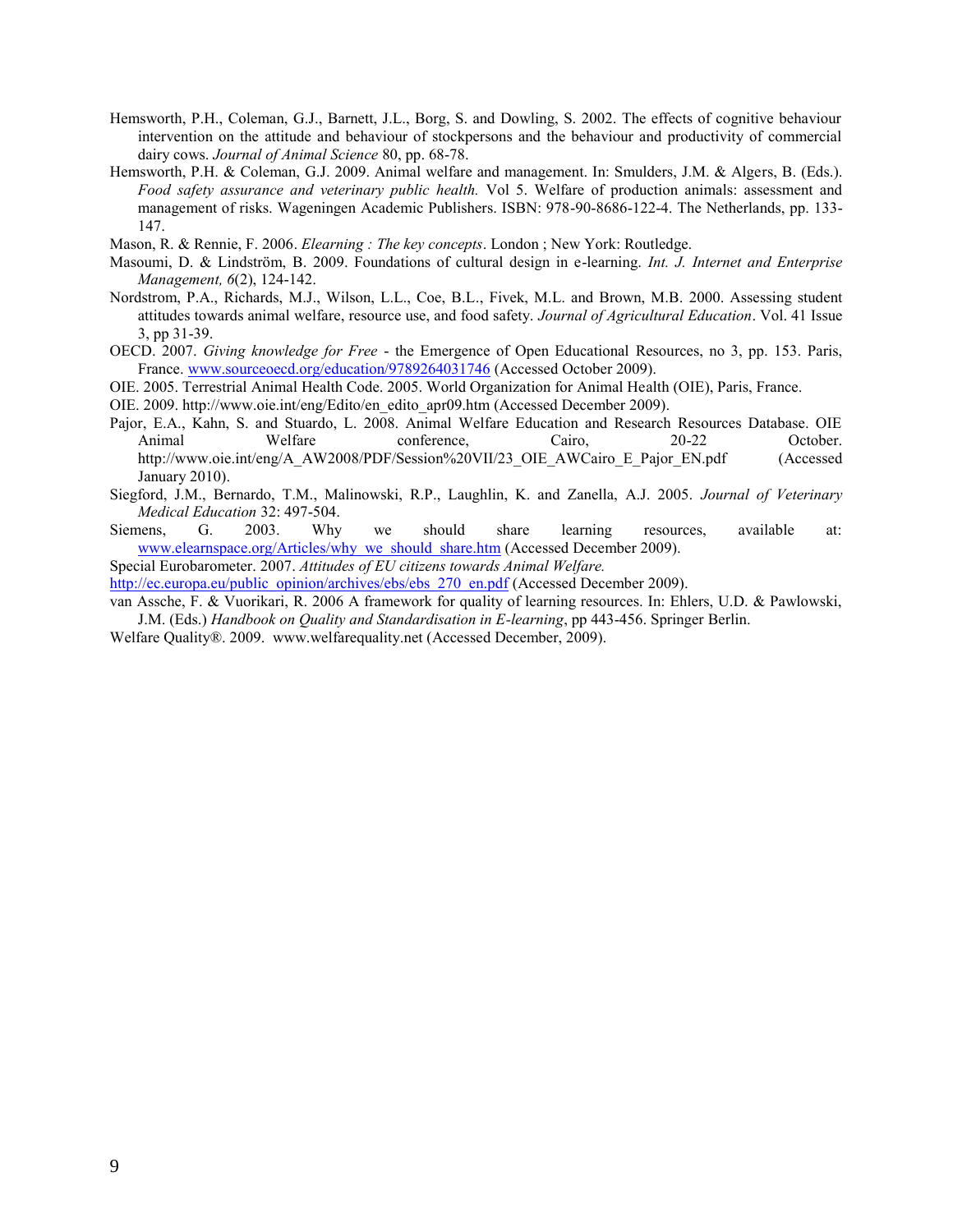Hemsworth, P.H., Coleman, G.J., Barnett, J.L., Borg, S. and Dowling, S. 2002. The effects of cognitive behaviour intervention on the attitude and behaviour of stockpersons and the behaviour and productivity of commercial dairy cows. *Journal of Animal Science* 80, pp. 68-78.

Hemsworth, P.H. & Coleman, G.J. 2009. Animal welfare and management. In: Smulders, J.M. & Algers, B. (Eds.). *Food safety assurance and veterinary public health.* Vol 5. Welfare of production animals: assessment and management of risks. Wageningen Academic Publishers. ISBN: 978-90-8686-122-4. The Netherlands, pp. 133-147.

Mason, R. & Rennie, F. 2006. *Elearning : The key concepts*. London ; New York: Routledge.

Masoumi, D. & Lindström, B. 2009. Foundations of cultural design in e-learning. *Int. J. Internet and Enterprise Management, 6*(2), 124-142.

Nordstrom, P.A., Richards, M.J., Wilson, L.L., Coe, B.L., Fivek, M.L. and Brown, M.B. 2000. Assessing student attitudes towards animal welfare, resource use, and food safety. *Journal of Agricultural Education*. Vol. 41 Issue 3, pp 31-39.

OECD. 2007. *Giving knowledge for Free* - the Emergence of Open Educational Resources, no 3, pp. 153. Paris, France. www.sourceoecd.org/education/9789264031746 (Accessed October 2009).

OIE. 2005. Terrestrial Animal Health Code. 2005. World Organization for Animal Health (OIE), Paris, France.

OIE. 2009. http://www.oie.int/eng/Edito/en_edito_apr09.htm (Accessed December 2009).

Pajor, E.A., Kahn, S. and Stuardo, L. 2008. Animal Welfare Education and Research Resources Database. OIE Animal Welfare conference, Cairo, 20-22 October. http://www.oie.int/eng/A_AW2008/PDF/Session%20VII/23_OIE_AWCairo_E_Pajor_EN.pdf (Accessed January 2010).

Siegford, J.M., Bernardo, T.M., Malinowski, R.P., Laughlin, K. and Zanella, A.J. 2005. *Journal of Veterinary Medical Education* 32: 497-504.

Siemens, G. 2003. Why we should share learning resources, available at: www.elearnspace.org/Articles/why_we_should_share.htm (Accessed December 2009).

Special Eurobarometer. 2007. *Attitudes of EU citizens towards Animal Welfare.* http://ec.europa.eu/public_opinion/archives/ebs/ebs_270_en.pdf (Accessed December 2009).

van Assche, F. & Vuorikari, R. 2006 A framework for quality of learning resources. In: Ehlers, U.D. & Pawlowski, J.M. (Eds.) *Handbook on Quality and Standardisation in E-learning*, pp 443-456. Springer Berlin.

Welfare Quality®. 2009. www.welfarequality.net (Accessed December, 2009).